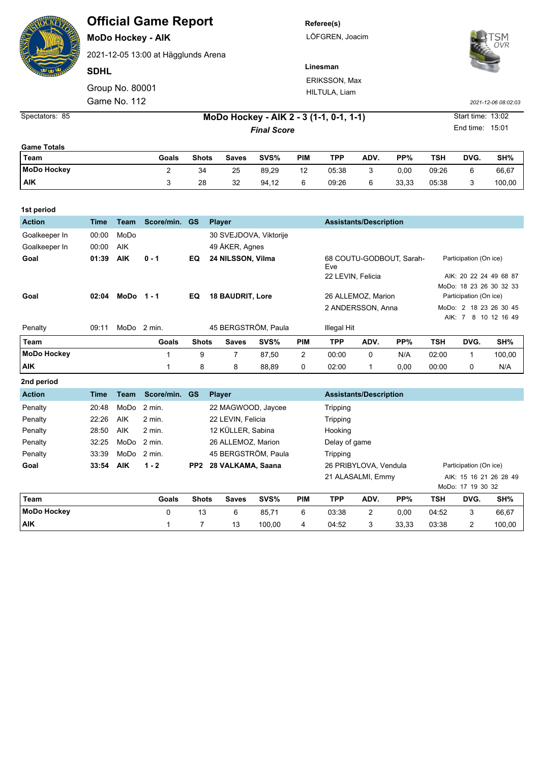# Official Game Report

**MoDo Hockey - AIK**

2021-12-05 13:00 at Hägglunds Arena

**SDHL**

Group No. 80001

Game No. 112

**Referee(s)**

LÖFGREN, Joacim

**Linesman**

ERIKSSON, Max

HILTULA, Liam

*2021-12-06 08:02:03*

Spectators: 85

## MoDo Hockey - AIK 2 - 3 (1-1, 0-1, 1-1)

***Final Score***

Start time: 13:02

End time: 15:01

### Game Totals

| Team | Goals | Shots | Saves | SVS% | PIM | TPP | ADV. | PP% | TSH | DVG. | SH% |
|---|---|---|---|---|---|---|---|---|---|---|---|
| MoDo Hockey | 2 | 34 | 25 | 89,29 | 12 | 05:38 | 3 | 0,00 | 09:26 | 6 | 66,67 |
| AIK | 3 | 28 | 32 | 94,12 | 6 | 09:26 | 6 | 33,33 | 05:38 | 3 | 100,00 |

### 1st period

| Action | Time | Team | Score/min. | GS | Player | Assistants/Description | Participation (On ice) |
|---|---|---|---|---|---|---|---|
| Goalkeeper In | 00:00 | MoDo | | | 30 SVEJDOVA, Viktorije | | |
| Goalkeeper In | 00:00 | AIK | | | 49 ÅKER, Agnes | | |
| **Goal** | **01:39** | **AIK** | **0 - 1** | **EQ** | **24 NILSSON, Vilma** | 68 COUTU-GODBOUT, Sarah-Eve<br>22 LEVIN, Felicia | AIK: 20 22 24 49 68 87<br>MoDo: 18 23 26 30 32 33 |
| **Goal** | **02:04** | **MoDo** | **1 - 1** | **EQ** | **18 BAUDRIT, Lore** | 26 ALLEMOZ, Marion<br>2 ANDERSSON, Anna | MoDo: 2 18 23 26 30 45<br>AIK: 7 8 10 12 16 49 |
| Penalty | 09:11 | MoDo | 2 min. | | 45 BERGSTRÖM, Paula | Illegal Hit | |

| Team | Goals | Shots | Saves | SVS% | PIM | TPP | ADV. | PP% | TSH | DVG. | SH% |
|---|---|---|---|---|---|---|---|---|---|---|---|
| MoDo Hockey | 1 | 9 | 7 | 87,50 | 2 | 00:00 | 0 | N/A | 02:00 | 1 | 100,00 |
| AIK | 1 | 8 | 8 | 88,89 | 0 | 02:00 | 1 | 0,00 | 00:00 | 0 | N/A |

### 2nd period

| Action | Time | Team | Score/min. | GS | Player | Assistants/Description | Participation (On ice) |
|---|---|---|---|---|---|---|---|
| Penalty | 20:48 | MoDo | 2 min. | | 22 MAGWOOD, Jaycee | Tripping | |
| Penalty | 22:26 | AIK | 2 min. | | 22 LEVIN, Felicia | Tripping | |
| Penalty | 28:50 | AIK | 2 min. | | 12 KÜLLER, Sabina | Hooking | |
| Penalty | 32:25 | MoDo | 2 min. | | 26 ALLEMOZ, Marion | Delay of game | |
| Penalty | 33:39 | MoDo | 2 min. | | 45 BERGSTRÖM, Paula | Tripping | |
| **Goal** | **33:54** | **AIK** | **1 - 2** | **PP2** | **28 VALKAMA, Saana** | 26 PRIBYLOVA, Vendula<br>21 ALASALMI, Emmy | AIK: 15 16 21 26 28 49<br>MoDo: 17 19 30 32 |

| Team | Goals | Shots | Saves | SVS% | PIM | TPP | ADV. | PP% | TSH | DVG. | SH% |
|---|---|---|---|---|---|---|---|---|---|---|---|
| MoDo Hockey | 0 | 13 | 6 | 85,71 | 6 | 03:38 | 2 | 0,00 | 04:52 | 3 | 66,67 |
| AIK | 1 | 7 | 13 | 100,00 | 4 | 04:52 | 3 | 33,33 | 03:38 | 2 | 100,00 |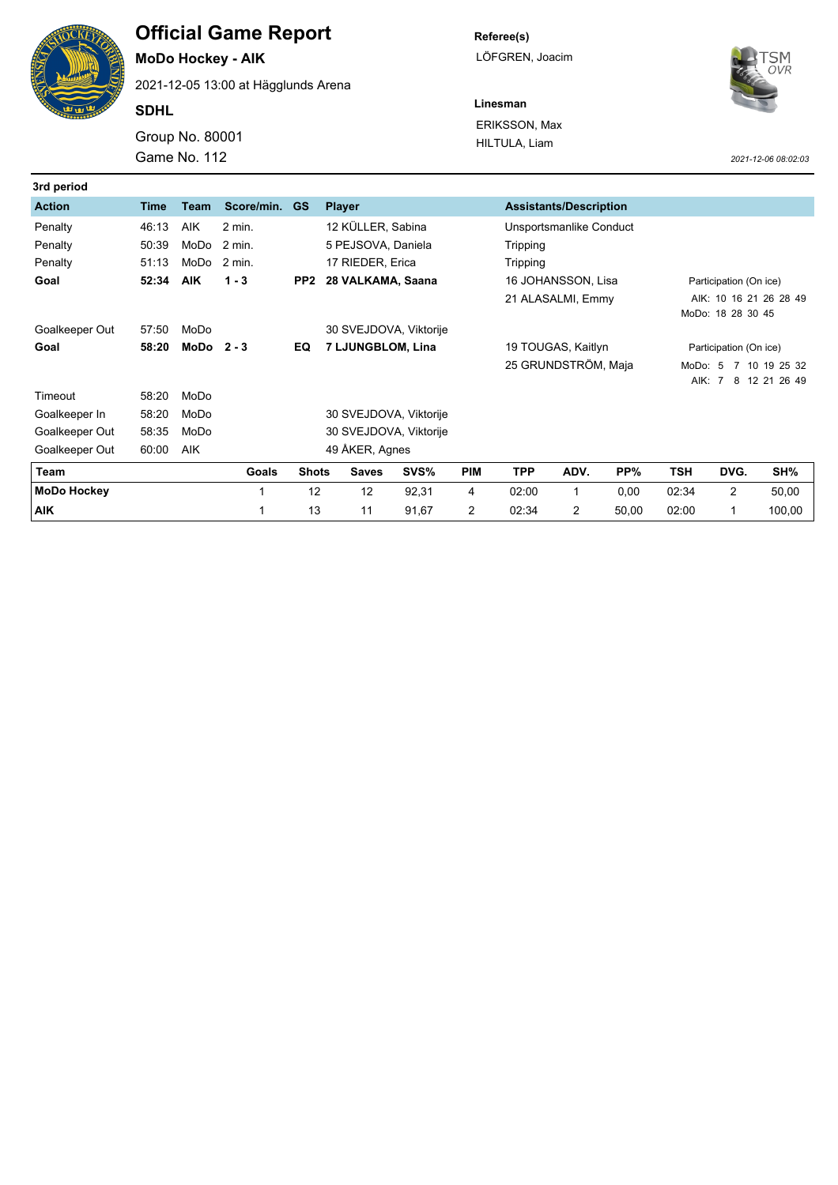# Official Game Report

**MoDo Hockey - AIK**

2021-12-05 13:00 at Hägglunds Arena

**SDHL**

Group No. 80001

Game No. 112

**Referee(s)**

LÖFGREN, Joacim

**Linesman**

ERIKSSON, Max

HILTULA, Liam

*2021-12-06 08:02:03*

**3rd period**

| Action | Time | Team | Score/min. | GS | Player | Assistants/Description | |
|---|---|---|---|---|---|---|---|
| Penalty | 46:13 | AIK | 2 min. | | 12 KÜLLER, Sabina | Unsportsmanlike Conduct | |
| Penalty | 50:39 | MoDo | 2 min. | | 5 PEJSOVA, Daniela | Tripping | |
| Penalty | 51:13 | MoDo | 2 min. | | 17 RIEDER, Erica | Tripping | |
| **Goal** | **52:34** | **AIK** | **1 - 3** | **PP2** | **28 VALKAMA, Saana** | 16 JOHANSSON, Lisa<br>21 ALASALMI, Emmy | Participation (On ice)<br>AIK: 10 16 21 26 28 49<br>MoDo: 18 28 30 45 |
| Goalkeeper Out | 57:50 | MoDo | | | 30 SVEJDOVA, Viktorije | | |
| **Goal** | **58:20** | **MoDo** | **2 - 3** | **EQ** | **7 LJUNGBLOM, Lina** | 19 TOUGAS, Kaitlyn<br>25 GRUNDSTRÖM, Maja | Participation (On ice)<br>MoDo: 5 7 10 19 25 32<br>AIK: 7 8 12 21 26 49 |
| Timeout | 58:20 | MoDo | | | | | |
| Goalkeeper In | 58:20 | MoDo | | | 30 SVEJDOVA, Viktorije | | |
| Goalkeeper Out | 58:35 | MoDo | | | 30 SVEJDOVA, Viktorije | | |
| Goalkeeper Out | 60:00 | AIK | | | 49 ÅKER, Agnes | | |

| Team | Goals | Shots | Saves | SVS% | PIM | TPP | ADV. | PP% | TSH | DVG. | SH% |
|---|---|---|---|---|---|---|---|---|---|---|---|
| **MoDo Hockey** | 1 | 12 | 12 | 92,31 | 4 | 02:00 | 1 | 0,00 | 02:34 | 2 | 50,00 |
| **AIK** | 1 | 13 | 11 | 91,67 | 2 | 02:34 | 2 | 50,00 | 02:00 | 1 | 100,00 |